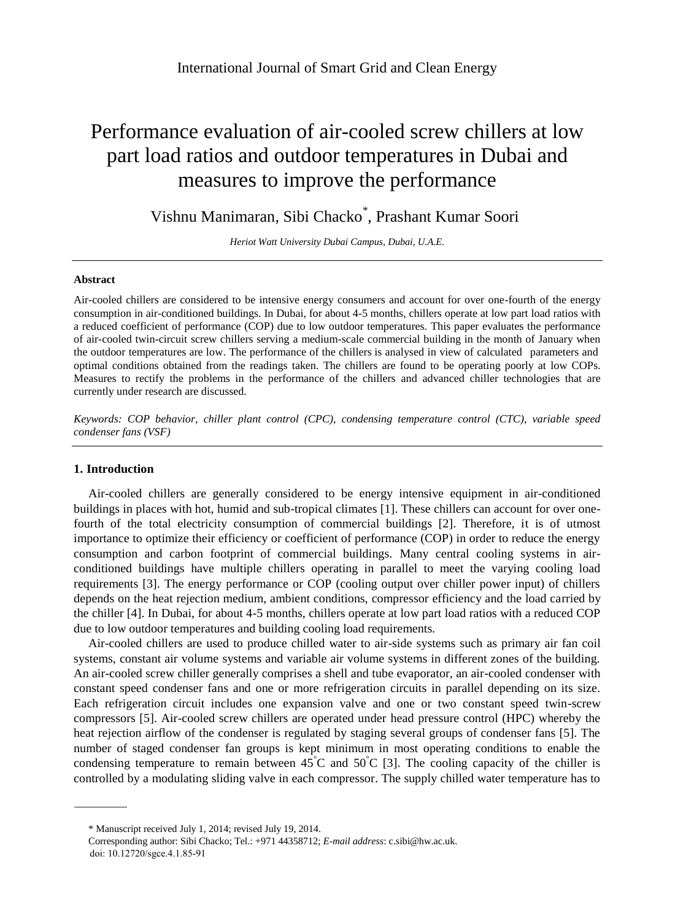# Performance evaluation of air-cooled screw chillers at low part load ratios and outdoor temperatures in Dubai and measures to improve the performance

Vishnu Manimaran, Sibi Chacko*, Prashant Kumar Soori

*Heriot Watt University Dubai Campus, Dubai, U.A.E.*

---

**Abstract**

Air-cooled chillers are considered to be intensive energy consumers and account for over one-fourth of the energy consumption in air-conditioned buildings. In Dubai, for about 4-5 months, chillers operate at low part load ratios with a reduced coefficient of performance (COP) due to low outdoor temperatures. This paper evaluates the performance of air-cooled twin-circuit screw chillers serving a medium-scale commercial building in the month of January when the outdoor temperatures are low. The performance of the chillers is analysed in view of calculated parameters and optimal conditions obtained from the readings taken. The chillers are found to be operating poorly at low COPs. Measures to rectify the problems in the performance of the chillers and advanced chiller technologies that are currently under research are discussed.

*Keywords: COP behavior, chiller plant control (CPC), condensing temperature control (CTC), variable speed condenser fans (VSF)*

---

## 1. Introduction

Air-cooled chillers are generally considered to be energy intensive equipment in air-conditioned buildings in places with hot, humid and sub-tropical climates [1]. These chillers can account for over one-fourth of the total electricity consumption of commercial buildings [2]. Therefore, it is of utmost importance to optimize their efficiency or coefficient of performance (COP) in order to reduce the energy consumption and carbon footprint of commercial buildings. Many central cooling systems in air-conditioned buildings have multiple chillers operating in parallel to meet the varying cooling load requirements [3]. The energy performance or COP (cooling output over chiller power input) of chillers depends on the heat rejection medium, ambient conditions, compressor efficiency and the load carried by the chiller [4]. In Dubai, for about 4-5 months, chillers operate at low part load ratios with a reduced COP due to low outdoor temperatures and building cooling load requirements.

Air-cooled chillers are used to produce chilled water to air-side systems such as primary air fan coil systems, constant air volume systems and variable air volume systems in different zones of the building. An air-cooled screw chiller generally comprises a shell and tube evaporator, an air-cooled condenser with constant speed condenser fans and one or more refrigeration circuits in parallel depending on its size. Each refrigeration circuit includes one expansion valve and one or two constant speed twin-screw compressors [5]. Air-cooled screw chillers are operated under head pressure control (HPC) whereby the heat rejection airflow of the condenser is regulated by staging several groups of condenser fans [5]. The number of staged condenser fan groups is kept minimum in most operating conditions to enable the condensing temperature to remain between 45°C and 50°C [3]. The cooling capacity of the chiller is controlled by a modulating sliding valve in each compressor. The supply chilled water temperature has to

---

* Manuscript received July 1, 2014; revised July 19, 2014.

Corresponding author: Sibi Chacko; Tel.: +971 44358712; *E-mail address*: c.sibi@hw.ac.uk.

doi: 10.12720/sgce.4.1.85-91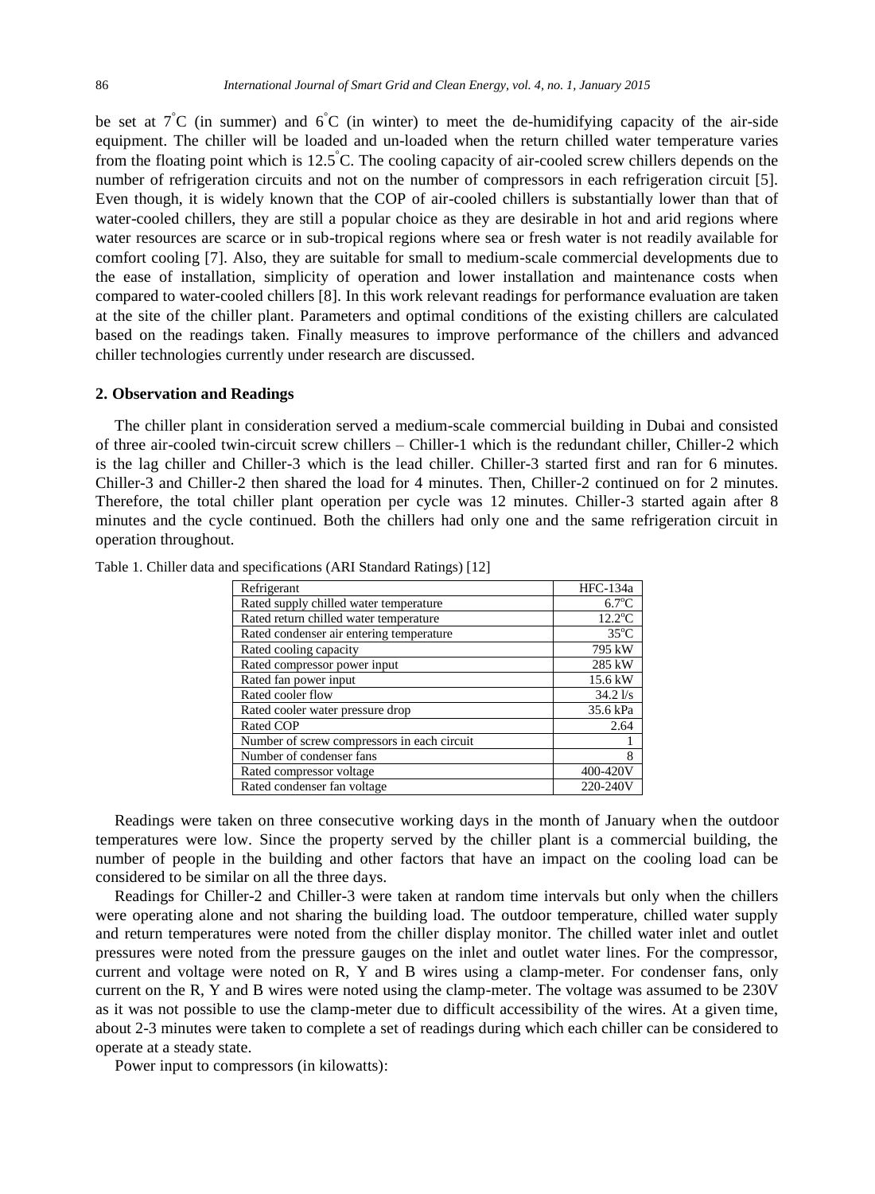be set at 7°C (in summer) and 6°C (in winter) to meet the de-humidifying capacity of the air-side equipment. The chiller will be loaded and un-loaded when the return chilled water temperature varies from the floating point which is 12.5°C. The cooling capacity of air-cooled screw chillers depends on the number of refrigeration circuits and not on the number of compressors in each refrigeration circuit [5]. Even though, it is widely known that the COP of air-cooled chillers is substantially lower than that of water-cooled chillers, they are still a popular choice as they are desirable in hot and arid regions where water resources are scarce or in sub-tropical regions where sea or fresh water is not readily available for comfort cooling [7]. Also, they are suitable for small to medium-scale commercial developments due to the ease of installation, simplicity of operation and lower installation and maintenance costs when compared to water-cooled chillers [8]. In this work relevant readings for performance evaluation are taken at the site of the chiller plant. Parameters and optimal conditions of the existing chillers are calculated based on the readings taken. Finally measures to improve performance of the chillers and advanced chiller technologies currently under research are discussed.

## 2. Observation and Readings

The chiller plant in consideration served a medium-scale commercial building in Dubai and consisted of three air-cooled twin-circuit screw chillers – Chiller-1 which is the redundant chiller, Chiller-2 which is the lag chiller and Chiller-3 which is the lead chiller. Chiller-3 started first and ran for 6 minutes. Chiller-3 and Chiller-2 then shared the load for 4 minutes. Then, Chiller-2 continued on for 2 minutes. Therefore, the total chiller plant operation per cycle was 12 minutes. Chiller-3 started again after 8 minutes and the cycle continued. Both the chillers had only one and the same refrigeration circuit in operation throughout.

Table 1. Chiller data and specifications (ARI Standard Ratings) [12]

| Refrigerant | HFC-134a |
|---|---|
| Rated supply chilled water temperature | 6.7°C |
| Rated return chilled water temperature | 12.2°C |
| Rated condenser air entering temperature | 35°C |
| Rated cooling capacity | 795 kW |
| Rated compressor power input | 285 kW |
| Rated fan power input | 15.6 kW |
| Rated cooler flow | 34.2 l/s |
| Rated cooler water pressure drop | 35.6 kPa |
| Rated COP | 2.64 |
| Number of screw compressors in each circuit | 1 |
| Number of condenser fans | 8 |
| Rated compressor voltage | 400-420V |
| Rated condenser fan voltage | 220-240V |

Readings were taken on three consecutive working days in the month of January when the outdoor temperatures were low. Since the property served by the chiller plant is a commercial building, the number of people in the building and other factors that have an impact on the cooling load can be considered to be similar on all the three days.

Readings for Chiller-2 and Chiller-3 were taken at random time intervals but only when the chillers were operating alone and not sharing the building load. The outdoor temperature, chilled water supply and return temperatures were noted from the chiller display monitor. The chilled water inlet and outlet pressures were noted from the pressure gauges on the inlet and outlet water lines. For the compressor, current and voltage were noted on R, Y and B wires using a clamp-meter. For condenser fans, only current on the R, Y and B wires were noted using the clamp-meter. The voltage was assumed to be 230V as it was not possible to use the clamp-meter due to difficult accessibility of the wires. At a given time, about 2-3 minutes were taken to complete a set of readings during which each chiller can be considered to operate at a steady state.

Power input to compressors (in kilowatts):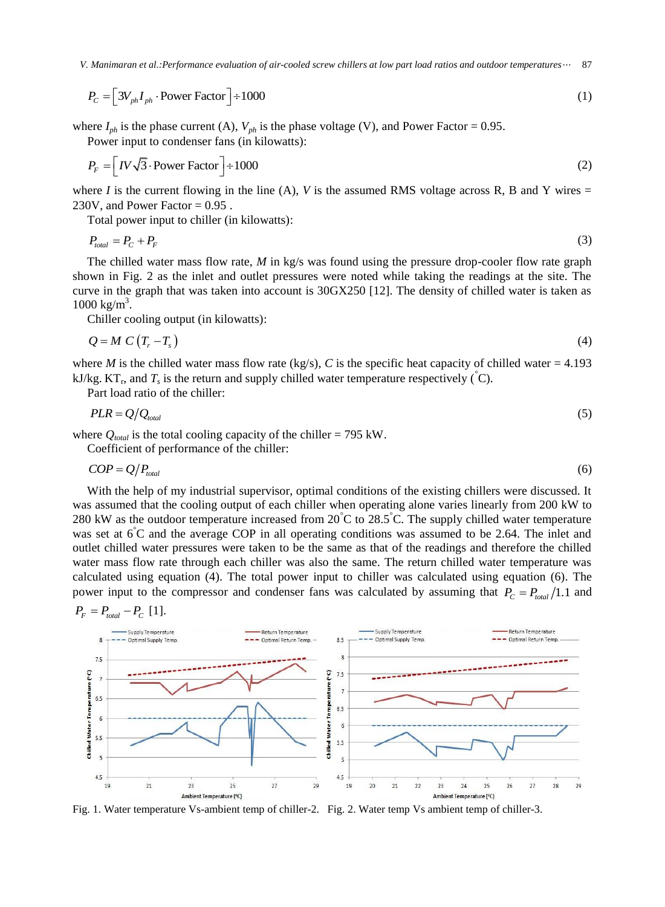$$P_C = \left[3V_{ph}I_{ph} \cdot \text{Power Factor}\right] \div 1000 \quad (1)$$

where $I_{ph}$ is the phase current (A), $V_{ph}$ is the phase voltage (V), and Power Factor = 0.95.

Power input to condenser fans (in kilowatts):

$$P_F = \left[IV\sqrt{3} \cdot \text{Power Factor}\right] \div 1000 \quad (2)$$

where $I$ is the current flowing in the line (A), $V$ is the assumed RMS voltage across R, B and Y wires = 230V, and Power Factor = 0.95 .

Total power input to chiller (in kilowatts):

$$P_{total} = P_C + P_F \quad (3)$$

The chilled water mass flow rate, $M$ in kg/s was found using the pressure drop-cooler flow rate graph shown in Fig. 2 as the inlet and outlet pressures were noted while taking the readings at the site. The curve in the graph that was taken into account is 30GX250 [12]. The density of chilled water is taken as 1000 kg/m$^3$.

Chiller cooling output (in kilowatts):

$$Q = M\,C\left(T_r - T_s\right) \quad (4)$$

where $M$ is the chilled water mass flow rate (kg/s), $C$ is the specific heat capacity of chilled water = 4.193 kJ/kg. K$T_r$, and $T_s$ is the return and supply chilled water temperature respectively ($^\circ$C).

Part load ratio of the chiller:

$$PLR = Q/Q_{total} \quad (5)$$

where $Q_{total}$ is the total cooling capacity of the chiller = 795 kW.

Coefficient of performance of the chiller:

$$COP = Q/P_{total} \quad (6)$$

With the help of my industrial supervisor, optimal conditions of the existing chillers were discussed. It was assumed that the cooling output of each chiller when operating alone varies linearly from 200 kW to 280 kW as the outdoor temperature increased from 20$^\circ$C to 28.5$^\circ$C. The supply chilled water temperature was set at 6$^\circ$C and the average COP in all operating conditions was assumed to be 2.64. The inlet and outlet chilled water pressures were taken to be the same as that of the readings and therefore the chilled water mass flow rate through each chiller was also the same. The return chilled water temperature was calculated using equation (4). The total power input to chiller was calculated using equation (6). The power input to the compressor and condenser fans was calculated by assuming that $P_C = P_{total}/1.1$ and $P_F = P_{total} - P_C$ [1].

Fig. 1. Water temperature Vs-ambient temp of chiller-2.

Fig. 2. Water temp Vs ambient temp of chiller-3.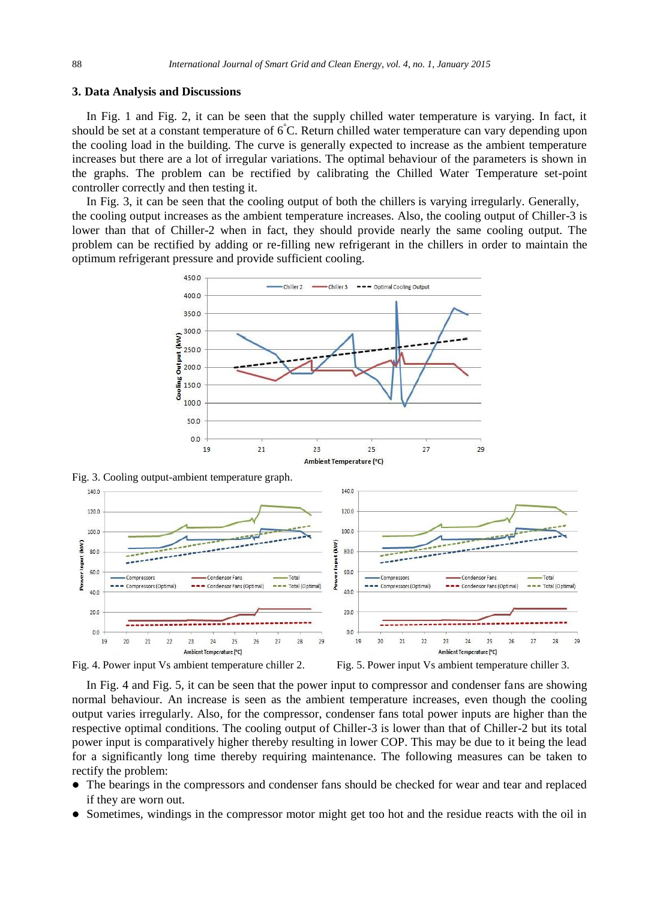## 3. Data Analysis and Discussions

In Fig. 1 and Fig. 2, it can be seen that the supply chilled water temperature is varying. In fact, it should be set at a constant temperature of 6°C. Return chilled water temperature can vary depending upon the cooling load in the building. The curve is generally expected to increase as the ambient temperature increases but there are a lot of irregular variations. The optimal behaviour of the parameters is shown in the graphs. The problem can be rectified by calibrating the Chilled Water Temperature set-point controller correctly and then testing it.

In Fig. 3, it can be seen that the cooling output of both the chillers is varying irregularly. Generally, the cooling output increases as the ambient temperature increases. Also, the cooling output of Chiller-3 is lower than that of Chiller-2 when in fact, they should provide nearly the same cooling output. The problem can be rectified by adding or re-filling new refrigerant in the chillers in order to maintain the optimum refrigerant pressure and provide sufficient cooling.

Fig. 3. Cooling output-ambient temperature graph.

Fig. 4. Power input Vs ambient temperature chiller 2.

Fig. 5. Power input Vs ambient temperature chiller 3.

In Fig. 4 and Fig. 5, it can be seen that the power input to compressor and condenser fans are showing normal behaviour. An increase is seen as the ambient temperature increases, even though the cooling output varies irregularly. Also, for the compressor, condenser fans total power inputs are higher than the respective optimal conditions. The cooling output of Chiller-3 is lower than that of Chiller-2 but its total power input is comparatively higher thereby resulting in lower COP. This may be due to it being the lead for a significantly long time thereby requiring maintenance. The following measures can be taken to rectify the problem:

- The bearings in the compressors and condenser fans should be checked for wear and tear and replaced if they are worn out.
- Sometimes, windings in the compressor motor might get too hot and the residue reacts with the oil in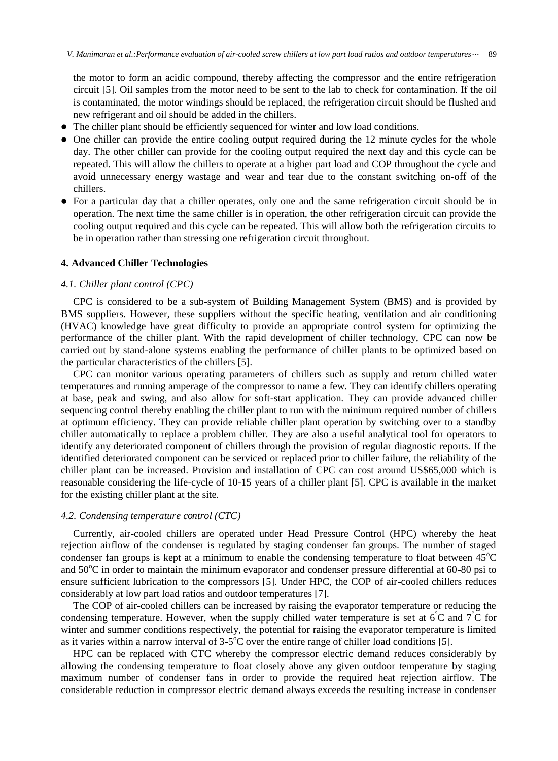the motor to form an acidic compound, thereby affecting the compressor and the entire refrigeration circuit [5]. Oil samples from the motor need to be sent to the lab to check for contamination. If the oil is contaminated, the motor windings should be replaced, the refrigeration circuit should be flushed and new refrigerant and oil should be added in the chillers.

- The chiller plant should be efficiently sequenced for winter and low load conditions.
- One chiller can provide the entire cooling output required during the 12 minute cycles for the whole day. The other chiller can provide for the cooling output required the next day and this cycle can be repeated. This will allow the chillers to operate at a higher part load and COP throughout the cycle and avoid unnecessary energy wastage and wear and tear due to the constant switching on-off of the chillers.
- For a particular day that a chiller operates, only one and the same refrigeration circuit should be in operation. The next time the same chiller is in operation, the other refrigeration circuit can provide the cooling output required and this cycle can be repeated. This will allow both the refrigeration circuits to be in operation rather than stressing one refrigeration circuit throughout.

## 4. Advanced Chiller Technologies

### *4.1. Chiller plant control (CPC)*

CPC is considered to be a sub-system of Building Management System (BMS) and is provided by BMS suppliers. However, these suppliers without the specific heating, ventilation and air conditioning (HVAC) knowledge have great difficulty to provide an appropriate control system for optimizing the performance of the chiller plant. With the rapid development of chiller technology, CPC can now be carried out by stand-alone systems enabling the performance of chiller plants to be optimized based on the particular characteristics of the chillers [5].

CPC can monitor various operating parameters of chillers such as supply and return chilled water temperatures and running amperage of the compressor to name a few. They can identify chillers operating at base, peak and swing, and also allow for soft-start application. They can provide advanced chiller sequencing control thereby enabling the chiller plant to run with the minimum required number of chillers at optimum efficiency. They can provide reliable chiller plant operation by switching over to a standby chiller automatically to replace a problem chiller. They are also a useful analytical tool for operators to identify any deteriorated component of chillers through the provision of regular diagnostic reports. If the identified deteriorated component can be serviced or replaced prior to chiller failure, the reliability of the chiller plant can be increased. Provision and installation of CPC can cost around US$65,000 which is reasonable considering the life-cycle of 10-15 years of a chiller plant [5]. CPC is available in the market for the existing chiller plant at the site.

### *4.2. Condensing temperature control (CTC)*

Currently, air-cooled chillers are operated under Head Pressure Control (HPC) whereby the heat rejection airflow of the condenser is regulated by staging condenser fan groups. The number of staged condenser fan groups is kept at a minimum to enable the condensing temperature to float between 45°C and 50°C in order to maintain the minimum evaporator and condenser pressure differential at 60-80 psi to ensure sufficient lubrication to the compressors [5]. Under HPC, the COP of air-cooled chillers reduces considerably at low part load ratios and outdoor temperatures [7].

The COP of air-cooled chillers can be increased by raising the evaporator temperature or reducing the condensing temperature. However, when the supply chilled water temperature is set at 6°C and 7°C for winter and summer conditions respectively, the potential for raising the evaporator temperature is limited as it varies within a narrow interval of 3-5°C over the entire range of chiller load conditions [5].

HPC can be replaced with CTC whereby the compressor electric demand reduces considerably by allowing the condensing temperature to float closely above any given outdoor temperature by staging maximum number of condenser fans in order to provide the required heat rejection airflow. The considerable reduction in compressor electric demand always exceeds the resulting increase in condenser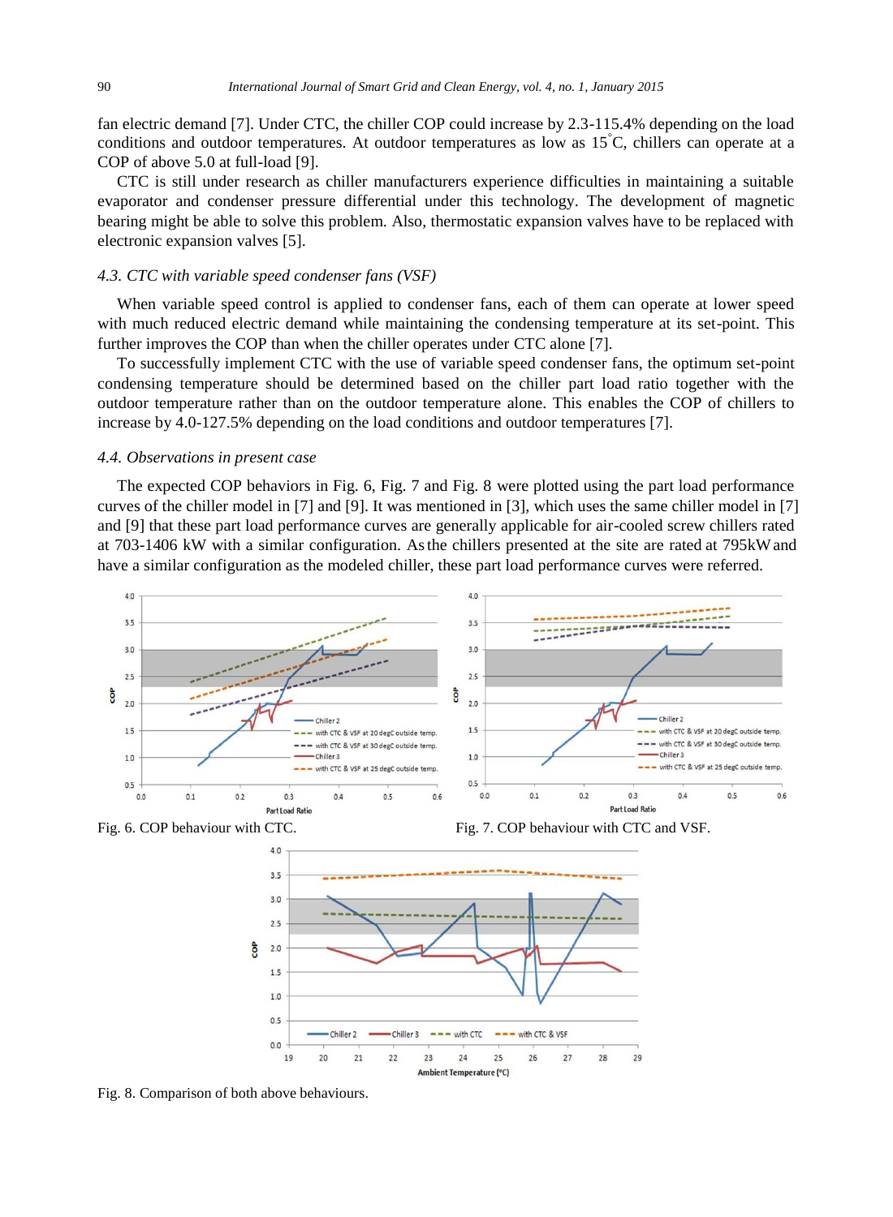fan electric demand [7]. Under CTC, the chiller COP could increase by 2.3-115.4% depending on the load conditions and outdoor temperatures. At outdoor temperatures as low as 15°C, chillers can operate at a COP of above 5.0 at full-load [9].

CTC is still under research as chiller manufacturers experience difficulties in maintaining a suitable evaporator and condenser pressure differential under this technology. The development of magnetic bearing might be able to solve this problem. Also, thermostatic expansion valves have to be replaced with electronic expansion valves [5].

### *4.3. CTC with variable speed condenser fans (VSF)*

When variable speed control is applied to condenser fans, each of them can operate at lower speed with much reduced electric demand while maintaining the condensing temperature at its set-point. This further improves the COP than when the chiller operates under CTC alone [7].

To successfully implement CTC with the use of variable speed condenser fans, the optimum set-point condensing temperature should be determined based on the chiller part load ratio together with the outdoor temperature rather than on the outdoor temperature alone. This enables the COP of chillers to increase by 4.0-127.5% depending on the load conditions and outdoor temperatures [7].

### *4.4. Observations in present case*

The expected COP behaviors in Fig. 6, Fig. 7 and Fig. 8 were plotted using the part load performance curves of the chiller model in [7] and [9]. It was mentioned in [3], which uses the same chiller model in [7] and [9] that these part load performance curves are generally applicable for air-cooled screw chillers rated at 703-1406 kW with a similar configuration. As the chillers presented at the site are rated at 795kW and have a similar configuration as the modeled chiller, these part load performance curves were referred.

Fig. 6. COP behaviour with CTC.

Fig. 7. COP behaviour with CTC and VSF.

Fig. 8. Comparison of both above behaviours.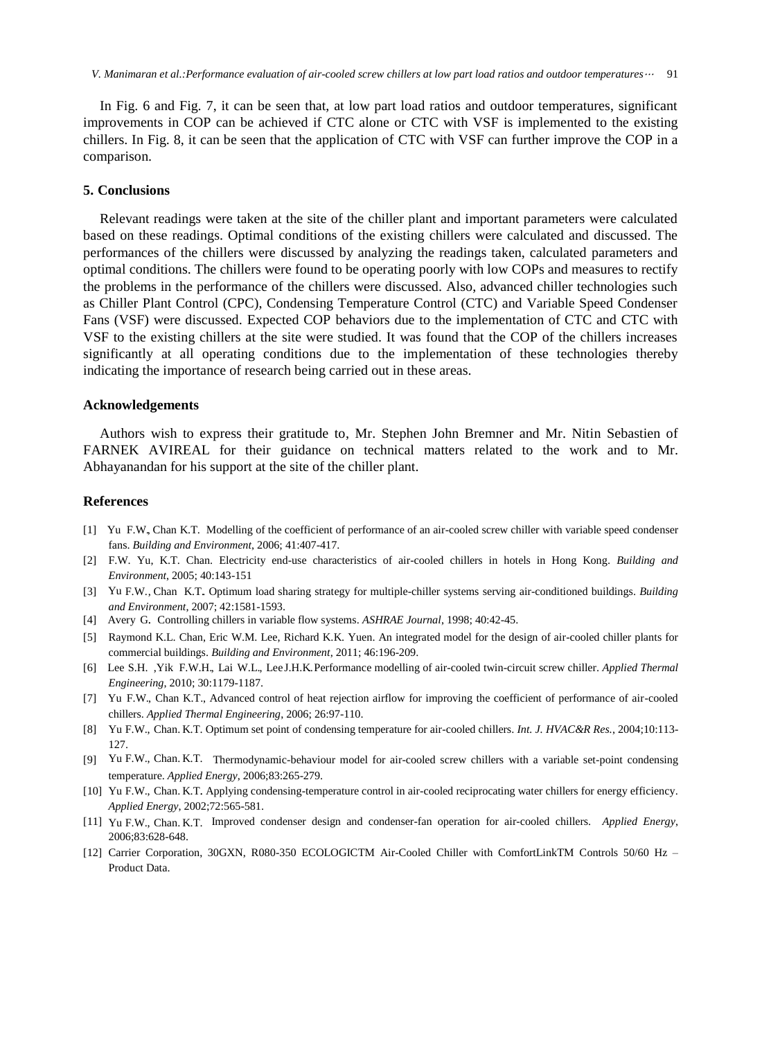In Fig. 6 and Fig. 7, it can be seen that, at low part load ratios and outdoor temperatures, significant improvements in COP can be achieved if CTC alone or CTC with VSF is implemented to the existing chillers. In Fig. 8, it can be seen that the application of CTC with VSF can further improve the COP in a comparison.

## 5. Conclusions

Relevant readings were taken at the site of the chiller plant and important parameters were calculated based on these readings. Optimal conditions of the existing chillers were calculated and discussed. The performances of the chillers were discussed by analyzing the readings taken, calculated parameters and optimal conditions. The chillers were found to be operating poorly with low COPs and measures to rectify the problems in the performance of the chillers were discussed. Also, advanced chiller technologies such as Chiller Plant Control (CPC), Condensing Temperature Control (CTC) and Variable Speed Condenser Fans (VSF) were discussed. Expected COP behaviors due to the implementation of CTC and CTC with VSF to the existing chillers at the site were studied. It was found that the COP of the chillers increases significantly at all operating conditions due to the implementation of these technologies thereby indicating the importance of research being carried out in these areas.

## Acknowledgements

Authors wish to express their gratitude to, Mr. Stephen John Bremner and Mr. Nitin Sebastien of FARNEK AVIREAL for their guidance on technical matters related to the work and to Mr. Abhayanandan for his support at the site of the chiller plant.

## References

[1] Yu F.W., Chan K.T. Modelling of the coefficient of performance of an air-cooled screw chiller with variable speed condenser fans. *Building and Environment*, 2006; 41:407-417.

[2] F.W. Yu, K.T. Chan. Electricity end-use characteristics of air-cooled chillers in hotels in Hong Kong. *Building and Environment*, 2005; 40:143-151

[3] Yu F.W., Chan K.T. Optimum load sharing strategy for multiple-chiller systems serving air-conditioned buildings. *Building and Environment*, 2007; 42:1581-1593.

[4] Avery G. Controlling chillers in variable flow systems. *ASHRAE Journal*, 1998; 40:42-45.

[5] Raymond K.L. Chan, Eric W.M. Lee, Richard K.K. Yuen. An integrated model for the design of air-cooled chiller plants for commercial buildings. *Building and Environment*, 2011; 46:196-209.

[6] Lee S.H. ,Yik F.W.H., Lai W.L., Lee J.H.K. Performance modelling of air-cooled twin-circuit screw chiller. *Applied Thermal Engineering*, 2010; 30:1179-1187.

[7] Yu F.W., Chan K.T., Advanced control of heat rejection airflow for improving the coefficient of performance of air-cooled chillers. *Applied Thermal Engineering*, 2006; 26:97-110.

[8] Yu F.W., Chan. K.T. Optimum set point of condensing temperature for air-cooled chillers. *Int. J. HVAC&R Res.*, 2004;10:113-127.

[9] Yu F.W., Chan. K.T. Thermodynamic-behaviour model for air-cooled screw chillers with a variable set-point condensing temperature. *Applied Energy*, 2006;83:265-279.

[10] Yu F.W., Chan. K.T. Applying condensing-temperature control in air-cooled reciprocating water chillers for energy efficiency. *Applied Energy*, 2002;72:565-581.

[11] Yu F.W., Chan. K.T. Improved condenser design and condenser-fan operation for air-cooled chillers. *Applied Energy*, 2006;83:628-648.

[12] Carrier Corporation, 30GXN, R080-350 ECOLOGICTM Air-Cooled Chiller with ComfortLinkTM Controls 50/60 Hz – Product Data.